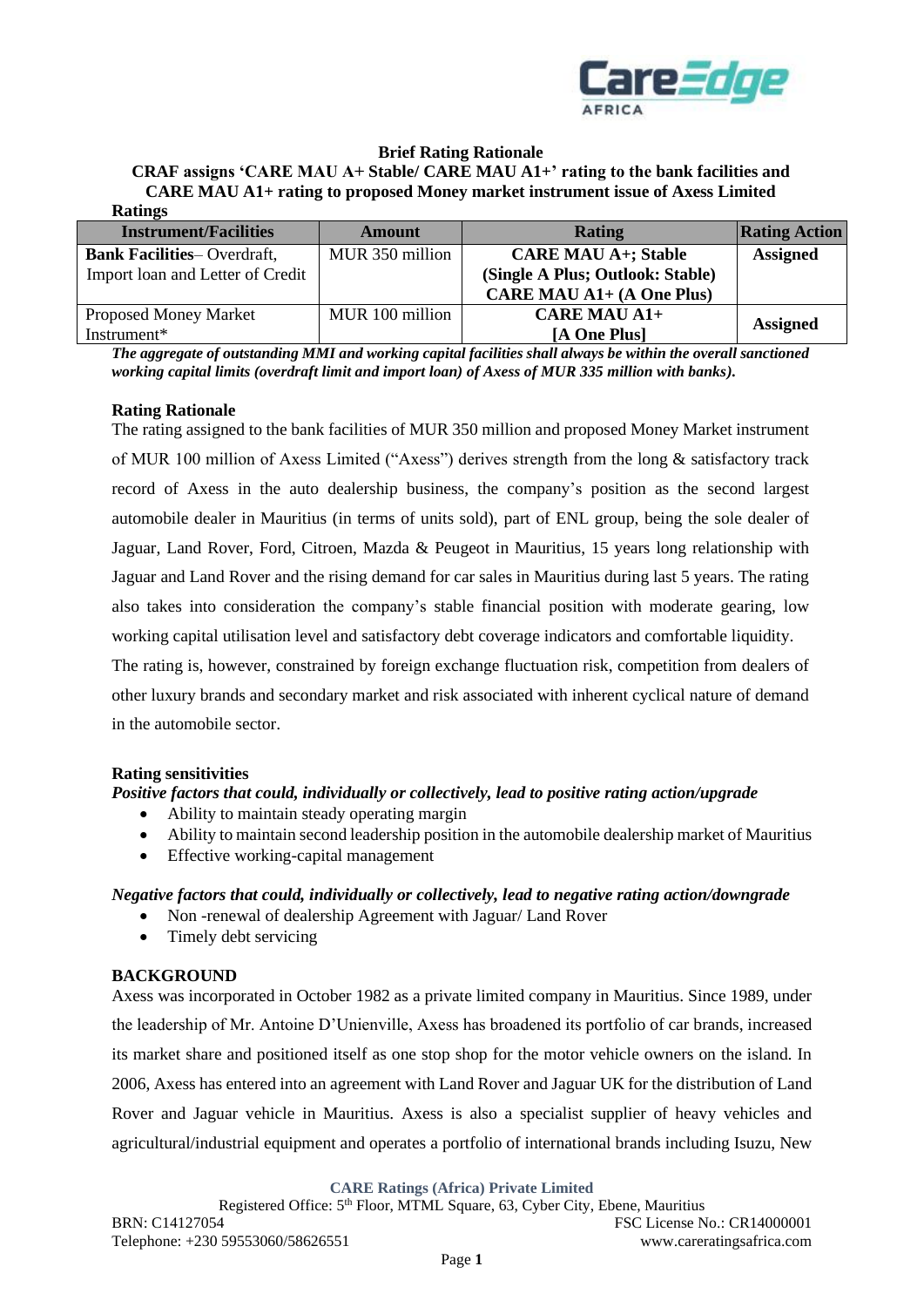**Brief Rating Rationale**

**CRAF assigns 'CARE MAU A+ Stable/ CARE MAU A1+' rating to the bank facilities and CARE MAU A1+ rating to proposed Money market instrument issue of Axess Limited**

**Ratings**

| Instrument/Facilities | Amount | Rating | Rating Action |
|---|---|---|---|
| **Bank Facilities**– Overdraft, Import loan and Letter of Credit | MUR 350 million | **CARE MAU A+; Stable (Single A Plus; Outlook: Stable) CARE MAU A1+ (A One Plus)** | **Assigned** |
| Proposed Money Market Instrument* | MUR 100 million | **CARE MAU A1+ [A One Plus]** | **Assigned** |

***The aggregate of outstanding MMI and working capital facilities shall always be within the overall sanctioned working capital limits (overdraft limit and import loan) of Axess of MUR 335 million with banks).***

**Rating Rationale**

The rating assigned to the bank facilities of MUR 350 million and proposed Money Market instrument of MUR 100 million of Axess Limited ("Axess") derives strength from the long & satisfactory track record of Axess in the auto dealership business, the company's position as the second largest automobile dealer in Mauritius (in terms of units sold), part of ENL group, being the sole dealer of Jaguar, Land Rover, Ford, Citroen, Mazda & Peugeot in Mauritius, 15 years long relationship with Jaguar and Land Rover and the rising demand for car sales in Mauritius during last 5 years. The rating also takes into consideration the company's stable financial position with moderate gearing, low working capital utilisation level and satisfactory debt coverage indicators and comfortable liquidity.

The rating is, however, constrained by foreign exchange fluctuation risk, competition from dealers of other luxury brands and secondary market and risk associated with inherent cyclical nature of demand in the automobile sector.

**Rating sensitivities**

***Positive factors that could, individually or collectively, lead to positive rating action/upgrade***

- Ability to maintain steady operating margin
- Ability to maintain second leadership position in the automobile dealership market of Mauritius
- Effective working-capital management

***Negative factors that could, individually or collectively, lead to negative rating action/downgrade***

- Non -renewal of dealership Agreement with Jaguar/ Land Rover
- Timely debt servicing

**BACKGROUND**

Axess was incorporated in October 1982 as a private limited company in Mauritius. Since 1989, under the leadership of Mr. Antoine D'Unienville, Axess has broadened its portfolio of car brands, increased its market share and positioned itself as one stop shop for the motor vehicle owners on the island. In 2006, Axess has entered into an agreement with Land Rover and Jaguar UK for the distribution of Land Rover and Jaguar vehicle in Mauritius. Axess is also a specialist supplier of heavy vehicles and agricultural/industrial equipment and operates a portfolio of international brands including Isuzu, New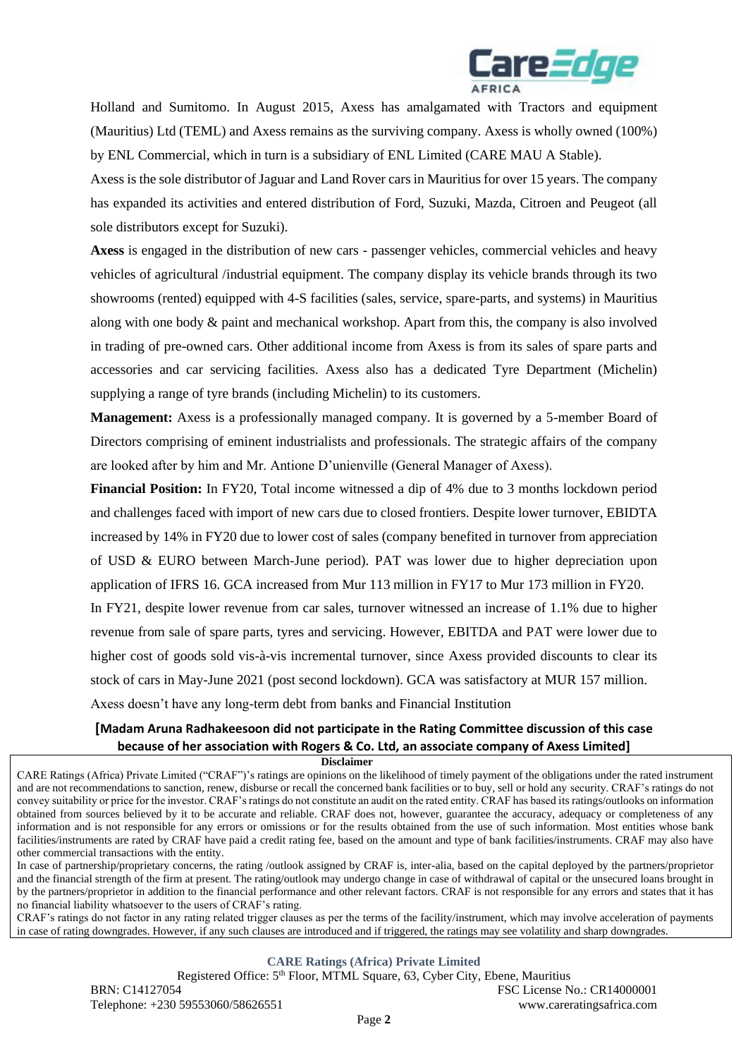Holland and Sumitomo. In August 2015, Axess has amalgamated with Tractors and equipment (Mauritius) Ltd (TEML) and Axess remains as the surviving company. Axess is wholly owned (100%) by ENL Commercial, which in turn is a subsidiary of ENL Limited (CARE MAU A Stable).

Axess is the sole distributor of Jaguar and Land Rover cars in Mauritius for over 15 years. The company has expanded its activities and entered distribution of Ford, Suzuki, Mazda, Citroen and Peugeot (all sole distributors except for Suzuki).

**Axess** is engaged in the distribution of new cars - passenger vehicles, commercial vehicles and heavy vehicles of agricultural /industrial equipment. The company display its vehicle brands through its two showrooms (rented) equipped with 4-S facilities (sales, service, spare-parts, and systems) in Mauritius along with one body & paint and mechanical workshop. Apart from this, the company is also involved in trading of pre-owned cars. Other additional income from Axess is from its sales of spare parts and accessories and car servicing facilities. Axess also has a dedicated Tyre Department (Michelin) supplying a range of tyre brands (including Michelin) to its customers.

**Management:** Axess is a professionally managed company. It is governed by a 5-member Board of Directors comprising of eminent industrialists and professionals. The strategic affairs of the company are looked after by him and Mr. Antione D'unienville (General Manager of Axess).

**Financial Position:** In FY20, Total income witnessed a dip of 4% due to 3 months lockdown period and challenges faced with import of new cars due to closed frontiers. Despite lower turnover, EBIDTA increased by 14% in FY20 due to lower cost of sales (company benefited in turnover from appreciation of USD & EURO between March-June period). PAT was lower due to higher depreciation upon application of IFRS 16. GCA increased from Mur 113 million in FY17 to Mur 173 million in FY20.

In FY21, despite lower revenue from car sales, turnover witnessed an increase of 1.1% due to higher revenue from sale of spare parts, tyres and servicing. However, EBITDA and PAT were lower due to higher cost of goods sold vis-à-vis incremental turnover, since Axess provided discounts to clear its stock of cars in May-June 2021 (post second lockdown). GCA was satisfactory at MUR 157 million.

Axess doesn't have any long-term debt from banks and Financial Institution

**[Madam Aruna Radhakeesoon did not participate in the Rating Committee discussion of this case because of her association with Rogers & Co. Ltd, an associate company of Axess Limited]**

**Disclaimer**

CARE Ratings (Africa) Private Limited ("CRAF")'s ratings are opinions on the likelihood of timely payment of the obligations under the rated instrument and are not recommendations to sanction, renew, disburse or recall the concerned bank facilities or to buy, sell or hold any security. CRAF's ratings do not convey suitability or price for the investor. CRAF's ratings do not constitute an audit on the rated entity. CRAF has based its ratings/outlooks on information obtained from sources believed by it to be accurate and reliable. CRAF does not, however, guarantee the accuracy, adequacy or completeness of any information and is not responsible for any errors or omissions or for the results obtained from the use of such information. Most entities whose bank facilities/instruments are rated by CRAF have paid a credit rating fee, based on the amount and type of bank facilities/instruments. CRAF may also have other commercial transactions with the entity.

In case of partnership/proprietary concerns, the rating /outlook assigned by CRAF is, inter-alia, based on the capital deployed by the partners/proprietor and the financial strength of the firm at present. The rating/outlook may undergo change in case of withdrawal of capital or the unsecured loans brought in by the partners/proprietor in addition to the financial performance and other relevant factors. CRAF is not responsible for any errors and states that it has no financial liability whatsoever to the users of CRAF's rating.

CRAF's ratings do not factor in any rating related trigger clauses as per the terms of the facility/instrument, which may involve acceleration of payments in case of rating downgrades. However, if any such clauses are introduced and if triggered, the ratings may see volatility and sharp downgrades.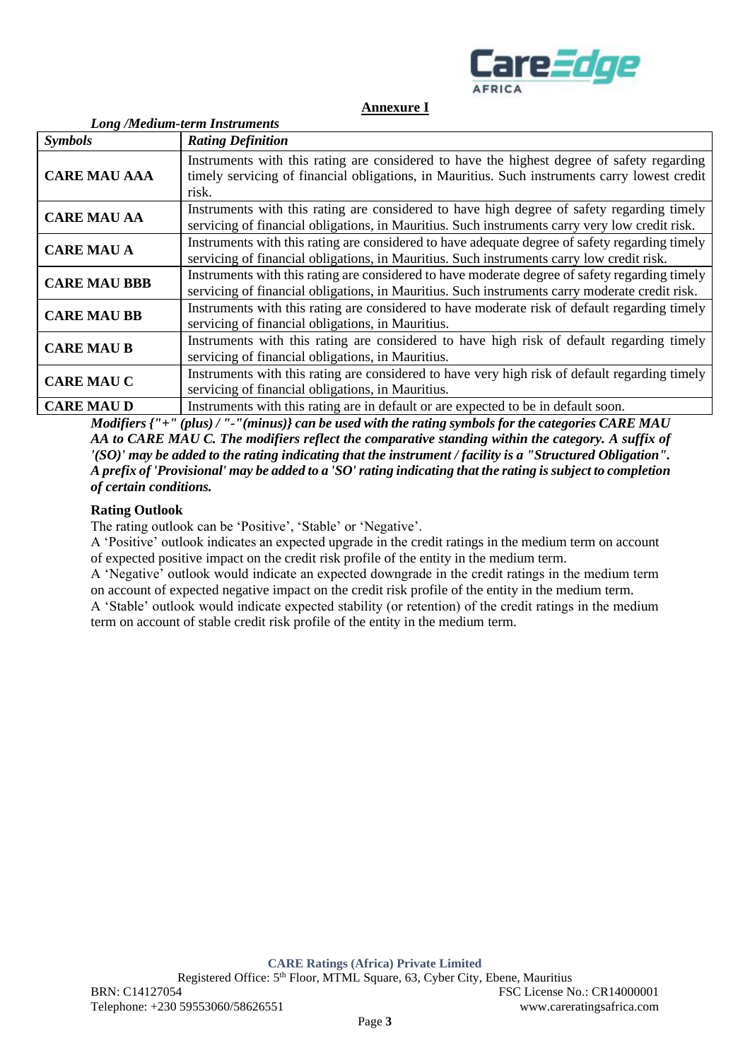## Annexure I

*Long /Medium-term Instruments*

| *Symbols* | *Rating Definition* |
|---|---|
| **CARE MAU AAA** | Instruments with this rating are considered to have the highest degree of safety regarding timely servicing of financial obligations, in Mauritius. Such instruments carry lowest credit risk. |
| **CARE MAU AA** | Instruments with this rating are considered to have high degree of safety regarding timely servicing of financial obligations, in Mauritius. Such instruments carry very low credit risk. |
| **CARE MAU A** | Instruments with this rating are considered to have adequate degree of safety regarding timely servicing of financial obligations, in Mauritius. Such instruments carry low credit risk. |
| **CARE MAU BBB** | Instruments with this rating are considered to have moderate degree of safety regarding timely servicing of financial obligations, in Mauritius. Such instruments carry moderate credit risk. |
| **CARE MAU BB** | Instruments with this rating are considered to have moderate risk of default regarding timely servicing of financial obligations, in Mauritius. |
| **CARE MAU B** | Instruments with this rating are considered to have high risk of default regarding timely servicing of financial obligations, in Mauritius. |
| **CARE MAU C** | Instruments with this rating are considered to have very high risk of default regarding timely servicing of financial obligations, in Mauritius. |
| **CARE MAU D** | Instruments with this rating are in default or are expected to be in default soon. |

***Modifiers {"+" (plus) / "-"(minus)} can be used with the rating symbols for the categories CARE MAU AA to CARE MAU C. The modifiers reflect the comparative standing within the category. A suffix of '(SO)' may be added to the rating indicating that the instrument / facility is a "Structured Obligation". A prefix of 'Provisional' may be added to a 'SO' rating indicating that the rating is subject to completion of certain conditions.***

**Rating Outlook**

The rating outlook can be 'Positive', 'Stable' or 'Negative'.

A 'Positive' outlook indicates an expected upgrade in the credit ratings in the medium term on account of expected positive impact on the credit risk profile of the entity in the medium term.

A 'Negative' outlook would indicate an expected downgrade in the credit ratings in the medium term on account of expected negative impact on the credit risk profile of the entity in the medium term.

A 'Stable' outlook would indicate expected stability (or retention) of the credit ratings in the medium term on account of stable credit risk profile of the entity in the medium term.